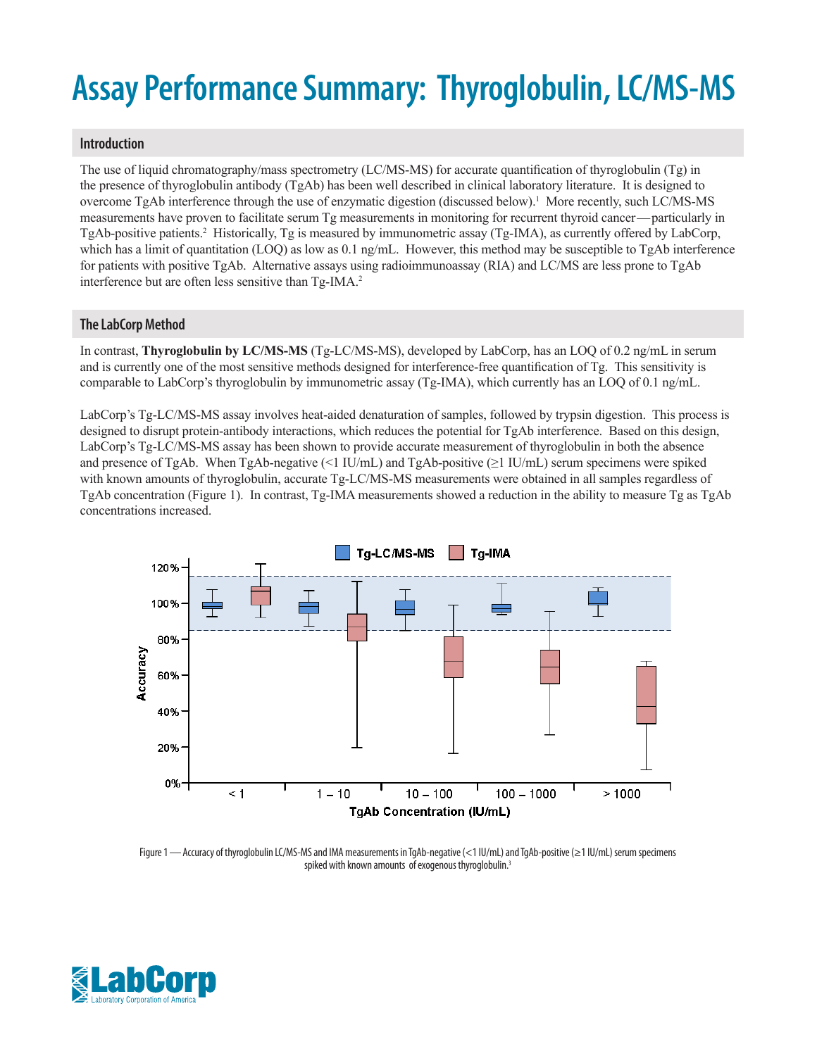# Assay Performance Summary: Thyroglobulin, LC/MS-MS

## Introduction

The use of liquid chromatography/mass spectrometry (LC/MS-MS) for accurate quantification of thyroglobulin (Tg) in the presence of thyroglobulin antibody (TgAb) has been well described in clinical laboratory literature. It is designed to overcome TgAb interference through the use of enzymatic digestion (discussed below).[1] More recently, such LC/MS-MS measurements have proven to facilitate serum Tg measurements in monitoring for recurrent thyroid cancer—particularly in TgAb-positive patients.[2] Historically, Tg is measured by immunometric assay (Tg-IMA), as currently offered by LabCorp, which has a limit of quantitation (LOQ) as low as 0.1 ng/mL. However, this method may be susceptible to TgAb interference for patients with positive TgAb. Alternative assays using radioimmunoassay (RIA) and LC/MS are less prone to TgAb interference but are often less sensitive than Tg-IMA.[2]

## The LabCorp Method

In contrast, **Thyroglobulin by LC/MS-MS** (Tg-LC/MS-MS), developed by LabCorp, has an LOQ of 0.2 ng/mL in serum and is currently one of the most sensitive methods designed for interference-free quantification of Tg. This sensitivity is comparable to LabCorp's thyroglobulin by immunometric assay (Tg-IMA), which currently has an LOQ of 0.1 ng/mL.

LabCorp's Tg-LC/MS-MS assay involves heat-aided denaturation of samples, followed by trypsin digestion. This process is designed to disrupt protein-antibody interactions, which reduces the potential for TgAb interference. Based on this design, LabCorp's Tg-LC/MS-MS assay has been shown to provide accurate measurement of thyroglobulin in both the absence and presence of TgAb. When TgAb-negative (<1 IU/mL) and TgAb-positive (≥1 IU/mL) serum specimens were spiked with known amounts of thyroglobulin, accurate Tg-LC/MS-MS measurements were obtained in all samples regardless of TgAb concentration (Figure 1). In contrast, Tg-IMA measurements showed a reduction in the ability to measure Tg as TgAb concentrations increased.

Figure 1 — Accuracy of thyroglobulin LC/MS-MS and IMA measurements in TgAb-negative (<1 IU/mL) and TgAb-positive (≥1 IU/mL) serum specimens spiked with known amounts of exogenous thyroglobulin.[3]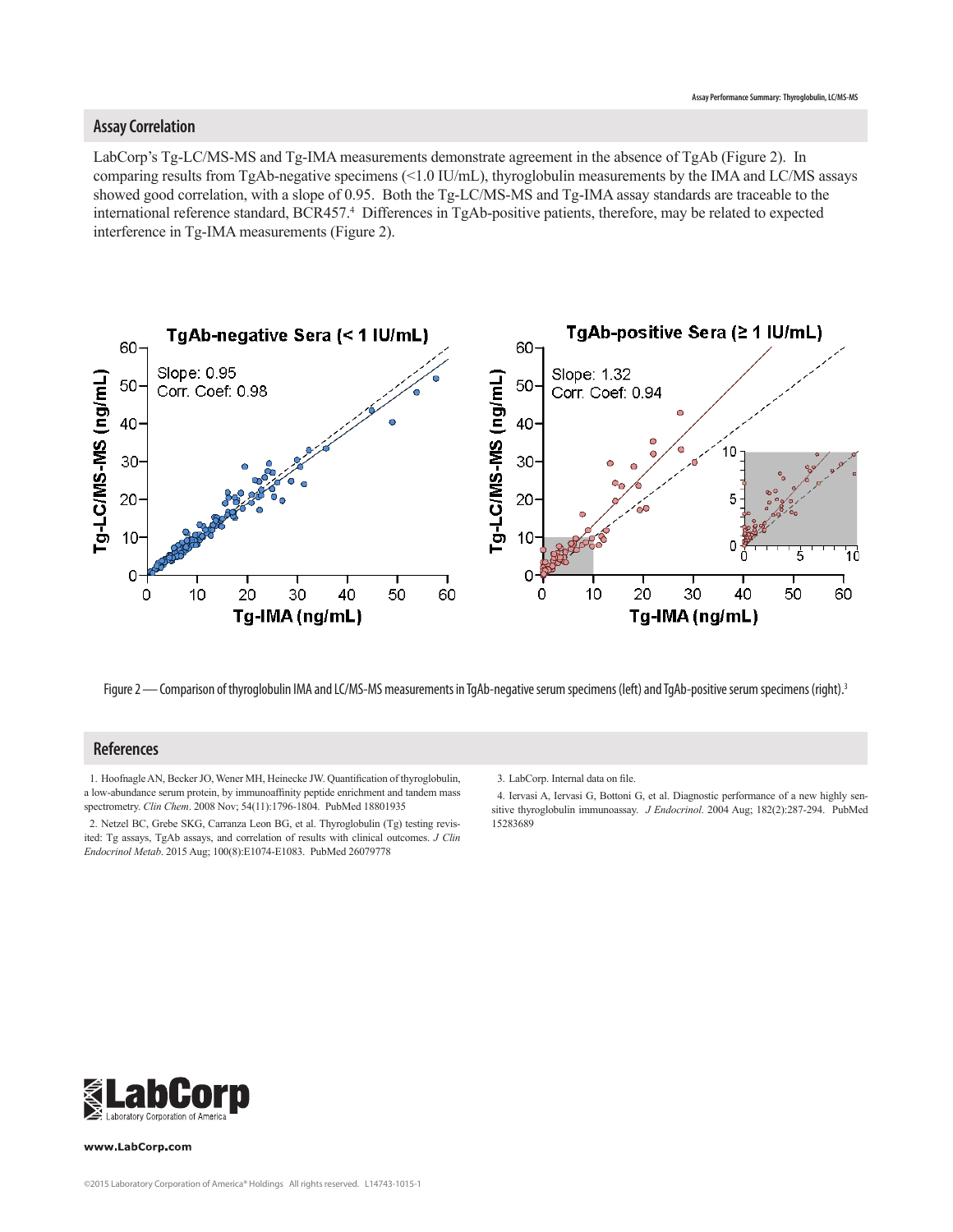## Assay Correlation

LabCorp's Tg-LC/MS-MS and Tg-IMA measurements demonstrate agreement in the absence of TgAb (Figure 2). In comparing results from TgAb-negative specimens (<1.0 IU/mL), thyroglobulin measurements by the IMA and LC/MS assays showed good correlation, with a slope of 0.95. Both the Tg-LC/MS-MS and Tg-IMA assay standards are traceable to the international reference standard, BCR457.[4] Differences in TgAb-positive patients, therefore, may be related to expected interference in Tg-IMA measurements (Figure 2).

TgAb-negative Sera (< 1 IU/mL)

Slope: 0.95
Corr. Coef: 0.98

Tg-LC/MS-MS (ng/mL)

Tg-IMA (ng/mL)

TgAb-positive Sera (≥ 1 IU/mL)

Slope: 1.32
Corr. Coef: 0.94

Tg-LC/MS-MS (ng/mL)

Tg-IMA (ng/mL)

Figure 2 — Comparison of thyroglobulin IMA and LC/MS-MS measurements in TgAb-negative serum specimens (left) and TgAb-positive serum specimens (right).[3]

## References

1. Hoofnagle AN, Becker JO, Wener MH, Heinecke JW. Quantification of thyroglobulin, a low-abundance serum protein, by immunoaffinity peptide enrichment and tandem mass spectrometry. *Clin Chem*. 2008 Nov; 54(11):1796-1804. PubMed 18801935

2. Netzel BC, Grebe SKG, Carranza Leon BG, et al. Thyroglobulin (Tg) testing revisited: Tg assays, TgAb assays, and correlation of results with clinical outcomes. *J Clin Endocrinol Metab*. 2015 Aug; 100(8):E1074-E1083. PubMed 26079778

3. LabCorp. Internal data on file.

4. Iervasi A, Iervasi G, Bottoni G, et al. Diagnostic performance of a new highly sensitive thyroglobulin immunoassay. *J Endocrinol*. 2004 Aug; 182(2):287-294. PubMed 15283689

LabCorp
Laboratory Corporation of America

www.LabCorp.com

©2015 Laboratory Corporation of America® Holdings All rights reserved. L14743-1015-1